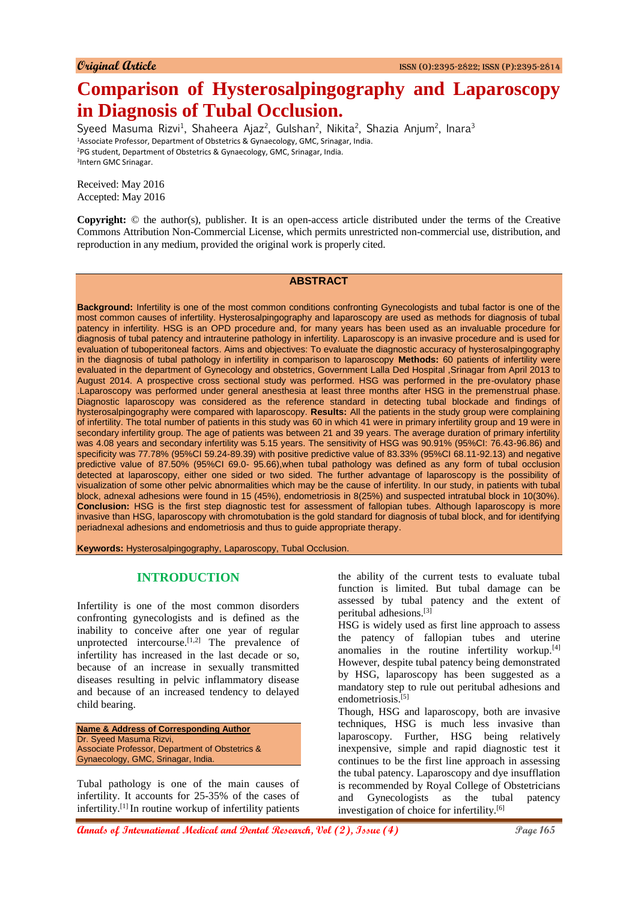Original Article

# Comparison of Hysterosalpingography and Laparoscopy in Diagnosis of Tubal Occlusion.

Syeed Masuma Rizvi[1], Shaheera Ajaz[2], Gulshan[2], Nikita[2], Shazia Anjum[2], Inara[3]

[1]Associate Professor, Department of Obstetrics & Gynaecology, GMC, Srinagar, India.
[2]PG student, Department of Obstetrics & Gynaecology, GMC, Srinagar, India.
[3]Intern GMC Srinagar.

Received: May 2016
Accepted: May 2016

**Copyright:** © the author(s), publisher. It is an open-access article distributed under the terms of the Creative Commons Attribution Non-Commercial License, which permits unrestricted non-commercial use, distribution, and reproduction in any medium, provided the original work is properly cited.

## ABSTRACT

**Background:** Infertility is one of the most common conditions confronting Gynecologists and tubal factor is one of the most common causes of infertility. Hysterosalpingography and laparoscopy are used as methods for diagnosis of tubal patency in infertility. HSG is an OPD procedure and, for many years has been used as an invaluable procedure for diagnosis of tubal patency and intrauterine pathology in infertility. Laparoscopy is an invasive procedure and is used for evaluation of tuboperitoneal factors. Aims and objectives: To evaluate the diagnostic accuracy of hysterosalpingography in the diagnosis of tubal pathology in infertility in comparison to laparoscopy **Methods:** 60 patients of infertility were evaluated in the department of Gynecology and obstetrics, Government Lalla Ded Hospital ,Srinagar from April 2013 to August 2014. A prospective cross sectional study was performed. HSG was performed in the pre-ovulatory phase .Laparoscopy was performed under general anesthesia at least three months after HSG in the premenstrual phase. Diagnostic laparoscopy was considered as the reference standard in detecting tubal blockade and findings of hysterosalpingography were compared with laparoscopy. **Results:** All the patients in the study group were complaining of infertility. The total number of patients in this study was 60 in which 41 were in primary infertility group and 19 were in secondary infertility group. The age of patients was between 21 and 39 years. The average duration of primary infertility was 4.08 years and secondary infertility was 5.15 years. The sensitivity of HSG was 90.91% (95%CI: 76.43-96.86) and specificity was 77.78% (95%CI 59.24-89.39) with positive predictive value of 83.33% (95%CI 68.11-92.13) and negative predictive value of 87.50% (95%CI 69.0- 95.66),when tubal pathology was defined as any form of tubal occlusion detected at laparoscopy, either one sided or two sided. The further advantage of laparoscopy is the possibility of visualization of some other pelvic abnormalities which may be the cause of infertility. In our study, in patients with tubal block, adnexal adhesions were found in 15 (45%), endometriosis in 8(25%) and suspected intratubal block in 10(30%). **Conclusion:** HSG is the first step diagnostic test for assessment of fallopian tubes. Although laparoscopy is more invasive than HSG, laparoscopy with chromotubation is the gold standard for diagnosis of tubal block, and for identifying periadnexal adhesions and endometriosis and thus to guide appropriate therapy.

**Keywords:** Hysterosalpingography, Laparoscopy, Tubal Occlusion.

## INTRODUCTION

Infertility is one of the most common disorders confronting gynecologists and is defined as the inability to conceive after one year of regular unprotected intercourse.[1,2] The prevalence of infertility has increased in the last decade or so, because of an increase in sexually transmitted diseases resulting in pelvic inflammatory disease and because of an increased tendency to delayed child bearing.

**Name & Address of Corresponding Author**
Dr. Syeed Masuma Rizvi,
Associate Professor, Department of Obstetrics & Gynaecology, GMC, Srinagar, India.

Tubal pathology is one of the main causes of infertility. It accounts for 25-35% of the cases of infertility.[1] In routine workup of infertility patients the ability of the current tests to evaluate tubal function is limited. But tubal damage can be assessed by tubal patency and the extent of peritubal adhesions.[3]

HSG is widely used as first line approach to assess the patency of fallopian tubes and uterine anomalies in the routine infertility workup.[4] However, despite tubal patency being demonstrated by HSG, laparoscopy has been suggested as a mandatory step to rule out peritubal adhesions and endometriosis.[5]

Though, HSG and laparoscopy, both are invasive techniques, HSG is much less invasive than laparoscopy. Further, HSG being relatively inexpensive, simple and rapid diagnostic test it continues to be the first line approach in assessing the tubal patency. Laparoscopy and dye insufflation is recommended by Royal College of Obstetricians and Gynecologists as the tubal patency investigation of choice for infertility.[6]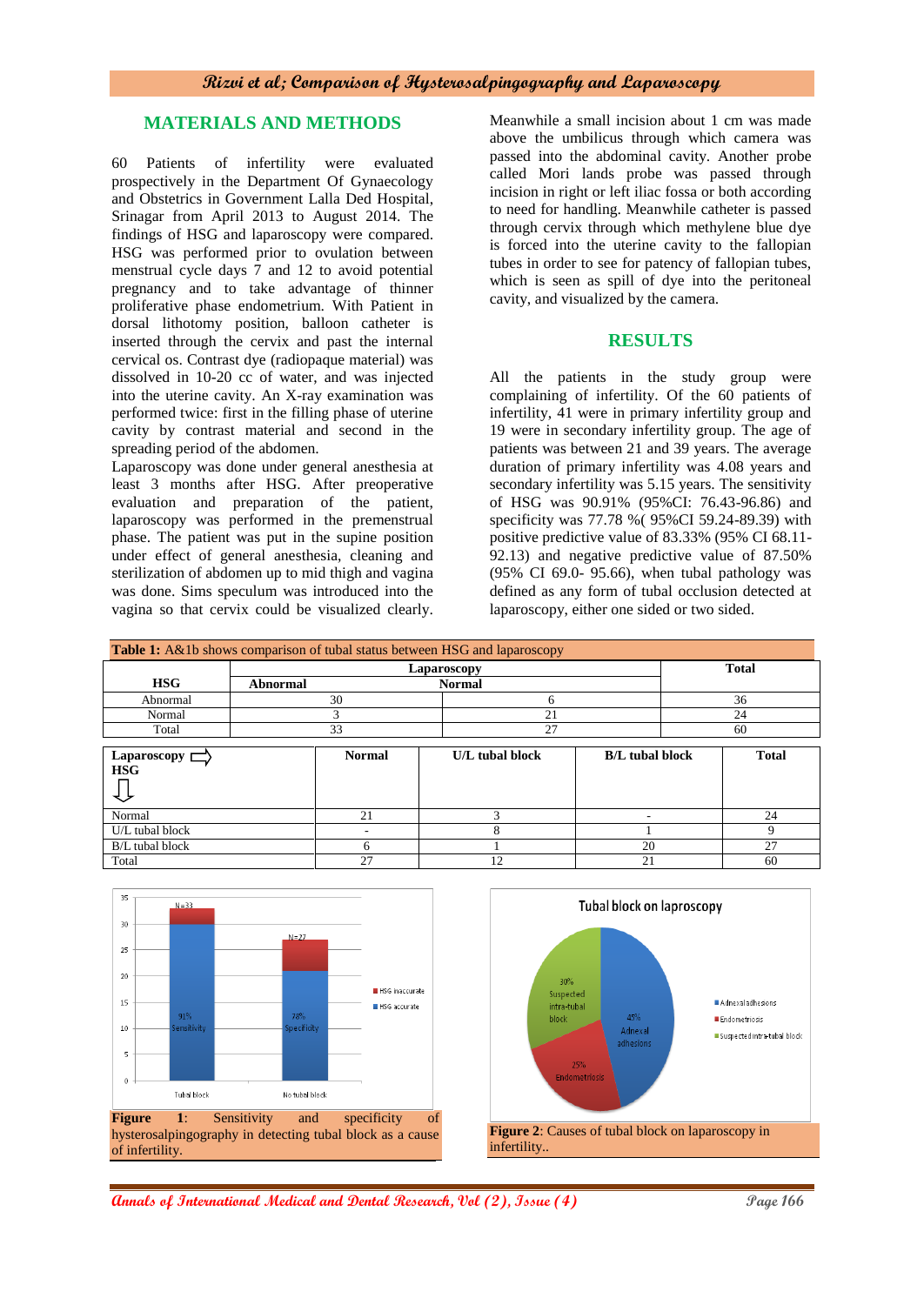## MATERIALS AND METHODS

60 Patients of infertility were evaluated prospectively in the Department Of Gynaecology and Obstetrics in Government Lalla Ded Hospital, Srinagar from April 2013 to August 2014. The findings of HSG and laparoscopy were compared. HSG was performed prior to ovulation between menstrual cycle days 7 and 12 to avoid potential pregnancy and to take advantage of thinner proliferative phase endometrium. With Patient in dorsal lithotomy position, balloon catheter is inserted through the cervix and past the internal cervical os. Contrast dye (radiopaque material) was dissolved in 10-20 cc of water, and was injected into the uterine cavity. An X-ray examination was performed twice: first in the filling phase of uterine cavity by contrast material and second in the spreading period of the abdomen.

Laparoscopy was done under general anesthesia at least 3 months after HSG. After preoperative evaluation and preparation of the patient, laparoscopy was performed in the premenstrual phase. The patient was put in the supine position under effect of general anesthesia, cleaning and sterilization of abdomen up to mid thigh and vagina was done. Sims speculum was introduced into the vagina so that cervix could be visualized clearly. Meanwhile a small incision about 1 cm was made above the umbilicus through which camera was passed into the abdominal cavity. Another probe called Mori lands probe was passed through incision in right or left iliac fossa or both according to need for handling. Meanwhile catheter is passed through cervix through which methylene blue dye is forced into the uterine cavity to the fallopian tubes in order to see for patency of fallopian tubes, which is seen as spill of dye into the peritoneal cavity, and visualized by the camera.

## RESULTS

All the patients in the study group were complaining of infertility. Of the 60 patients of infertility, 41 were in primary infertility group and 19 were in secondary infertility group. The age of patients was between 21 and 39 years. The average duration of primary infertility was 4.08 years and secondary infertility was 5.15 years. The sensitivity of HSG was 90.91% (95%CI: 76.43-96.86) and specificity was 77.78 %( 95%CI 59.24-89.39) with positive predictive value of 83.33% (95% CI 68.11-92.13) and negative predictive value of 87.50% (95% CI 69.0- 95.66), when tubal pathology was defined as any form of tubal occlusion detected at laparoscopy, either one sided or two sided.

**Table 1:** A&1b shows comparison of tubal status between HSG and laparoscopy

| HSG | Laparoscopy: Abnormal | Laparoscopy: Normal | Total |
|---|---|---|---|
| Abnormal | 30 | 6 | 36 |
| Normal | 3 | 21 | 24 |
| Total | 33 | 27 | 60 |

| Laparoscopy ⇨ / HSG ⇩ | Normal | U/L tubal block | B/L tubal block | Total |
|---|---|---|---|---|
| Normal | 21 | 3 | - | 24 |
| U/L tubal block | - | 8 | 1 | 9 |
| B/L tubal block | 6 | 1 | 20 | 27 |
| Total | 27 | 12 | 21 | 60 |

**Figure 1**: Sensitivity and specificity of hysterosalpingography in detecting tubal block as a cause of infertility.

**Figure 2**: Causes of tubal block on laparoscopy in infertility..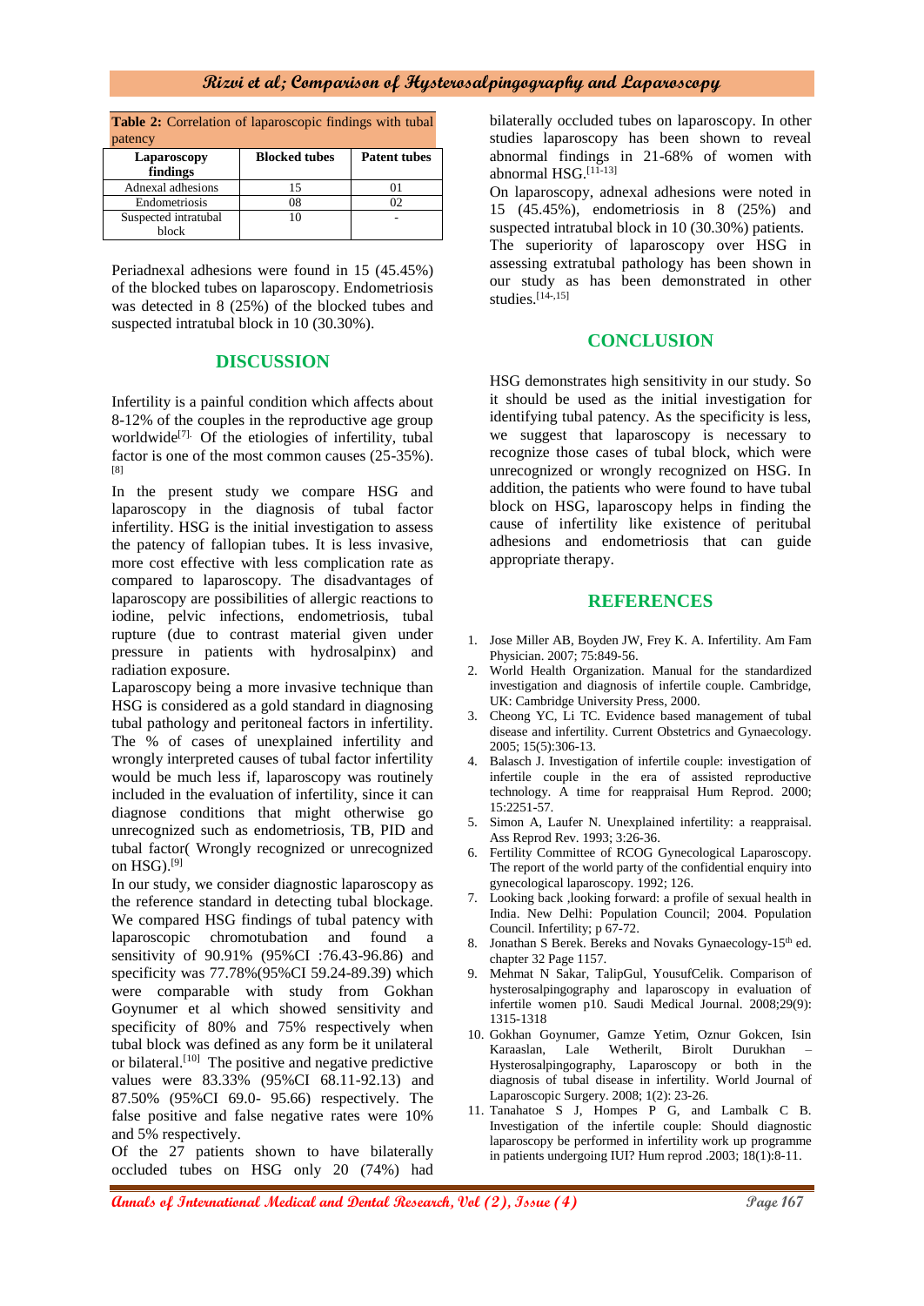**Table 2:** Correlation of laparoscopic findings with tubal patency

| Laparoscopy findings | Blocked tubes | Patent tubes |
|---|---|---|
| Adnexal adhesions | 15 | 01 |
| Endometriosis | 08 | 02 |
| Suspected intratubal block | 10 | - |

Periadnexal adhesions were found in 15 (45.45%) of the blocked tubes on laparoscopy. Endometriosis was detected in 8 (25%) of the blocked tubes and suspected intratubal block in 10 (30.30%).

## DISCUSSION

Infertility is a painful condition which affects about 8-12% of the couples in the reproductive age group worldwide[7]. Of the etiologies of infertility, tubal factor is one of the most common causes (25-35%).[8]

In the present study we compare HSG and laparoscopy in the diagnosis of tubal factor infertility. HSG is the initial investigation to assess the patency of fallopian tubes. It is less invasive, more cost effective with less complication rate as compared to laparoscopy. The disadvantages of laparoscopy are possibilities of allergic reactions to iodine, pelvic infections, endometriosis, tubal rupture (due to contrast material given under pressure in patients with hydrosalpinx) and radiation exposure.

Laparoscopy being a more invasive technique than HSG is considered as a gold standard in diagnosing tubal pathology and peritoneal factors in infertility. The % of cases of unexplained infertility and wrongly interpreted causes of tubal factor infertility would be much less if, laparoscopy was routinely included in the evaluation of infertility, since it can diagnose conditions that might otherwise go unrecognized such as endometriosis, TB, PID and tubal factor( Wrongly recognized or unrecognized on HSG).[9]

In our study, we consider diagnostic laparoscopy as the reference standard in detecting tubal blockage. We compared HSG findings of tubal patency with laparoscopic chromotubation and found a sensitivity of 90.91% (95%CI :76.43-96.86) and specificity was 77.78%(95%CI 59.24-89.39) which were comparable with study from Gokhan Goynumer et al which showed sensitivity and specificity of 80% and 75% respectively when tubal block was defined as any form be it unilateral or bilateral.[10] The positive and negative predictive values were 83.33% (95%CI 68.11-92.13) and 87.50% (95%CI 69.0- 95.66) respectively. The false positive and false negative rates were 10% and 5% respectively.

Of the 27 patients shown to have bilaterally occluded tubes on HSG only 20 (74%) had bilaterally occluded tubes on laparoscopy. In other studies laparoscopy has been shown to reveal abnormal findings in 21-68% of women with abnormal HSG.[11-13]

On laparoscopy, adnexal adhesions were noted in 15 (45.45%), endometriosis in 8 (25%) and suspected intratubal block in 10 (30.30%) patients. The superiority of laparoscopy over HSG in assessing extratubal pathology has been shown in our study as has been demonstrated in other studies.[14-,15]

## CONCLUSION

HSG demonstrates high sensitivity in our study. So it should be used as the initial investigation for identifying tubal patency. As the specificity is less, we suggest that laparoscopy is necessary to recognize those cases of tubal block, which were unrecognized or wrongly recognized on HSG. In addition, the patients who were found to have tubal block on HSG, laparoscopy helps in finding the cause of infertility like existence of peritubal adhesions and endometriosis that can guide appropriate therapy.

## REFERENCES

1. Jose Miller AB, Boyden JW, Frey K. A. Infertility. Am Fam Physician. 2007; 75:849-56.
2. World Health Organization. Manual for the standardized investigation and diagnosis of infertile couple. Cambridge, UK: Cambridge University Press, 2000.
3. Cheong YC, Li TC. Evidence based management of tubal disease and infertility. Current Obstetrics and Gynaecology. 2005; 15(5):306-13.
4. Balasch J. Investigation of infertile couple: investigation of infertile couple in the era of assisted reproductive technology. A time for reappraisal Hum Reprod. 2000; 15:2251-57.
5. Simon A, Laufer N. Unexplained infertility: a reappraisal. Ass Reprod Rev. 1993; 3:26-36.
6. Fertility Committee of RCOG Gynecological Laparoscopy. The report of the world party of the confidential enquiry into gynecological laparoscopy. 1992; 126.
7. Looking back ,looking forward: a profile of sexual health in India. New Delhi: Population Council; 2004. Population Council. Infertility; p 67-72.
8. Jonathan S Berek. Bereks and Novaks Gynaecology-15th ed. chapter 32 Page 1157.
9. Mehmat N Sakar, TalipGul, YousufCelik. Comparison of hysterosalpingography and laparoscopy in evaluation of infertile women p10. Saudi Medical Journal. 2008;29(9): 1315-1318
10. Gokhan Goynumer, Gamze Yetim, Oznur Gokcen, Isin Karaaslan, Lale Wetherilt, Birolt Durukhan – Hysterosalpingography, Laparoscopy or both in the diagnosis of tubal disease in infertility. World Journal of Laparoscopic Surgery. 2008; 1(2): 23-26.
11. Tanahatoe S J, Hompes P G, and Lambalk C B. Investigation of the infertile couple: Should diagnostic laparoscopy be performed in infertility work up programme in patients undergoing IUI? Hum reprod .2003; 18(1):8-11.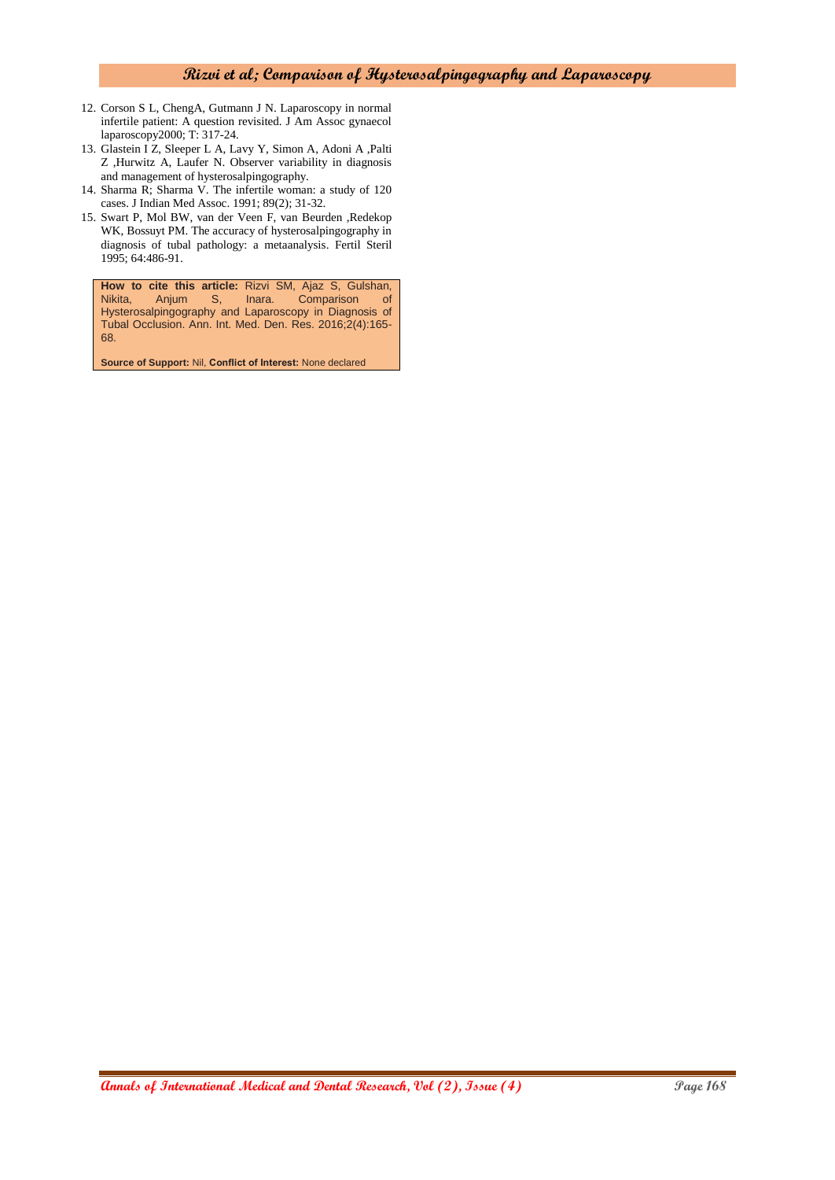12. Corson S L, ChengA, Gutmann J N. Laparoscopy in normal infertile patient: A question revisited. J Am Assoc gynaecol laparoscopy2000; T: 317-24.
13. Glastein I Z, Sleeper L A, Lavy Y, Simon A, Adoni A ,Palti Z ,Hurwitz A, Laufer N. Observer variability in diagnosis and management of hysterosalpingography.
14. Sharma R; Sharma V. The infertile woman: a study of 120 cases. J Indian Med Assoc. 1991; 89(2); 31-32.
15. Swart P, Mol BW, van der Veen F, van Beurden ,Redekop WK, Bossuyt PM. The accuracy of hysterosalpingography in diagnosis of tubal pathology: a metaanalysis. Fertil Steril 1995; 64:486-91.

**How to cite this article:** Rizvi SM, Ajaz S, Gulshan, Nikita, Anjum S, Inara. Comparison of Hysterosalpingography and Laparoscopy in Diagnosis of Tubal Occlusion. Ann. Int. Med. Den. Res. 2016;2(4):165-68.

**Source of Support:** Nil, **Conflict of Interest:** None declared